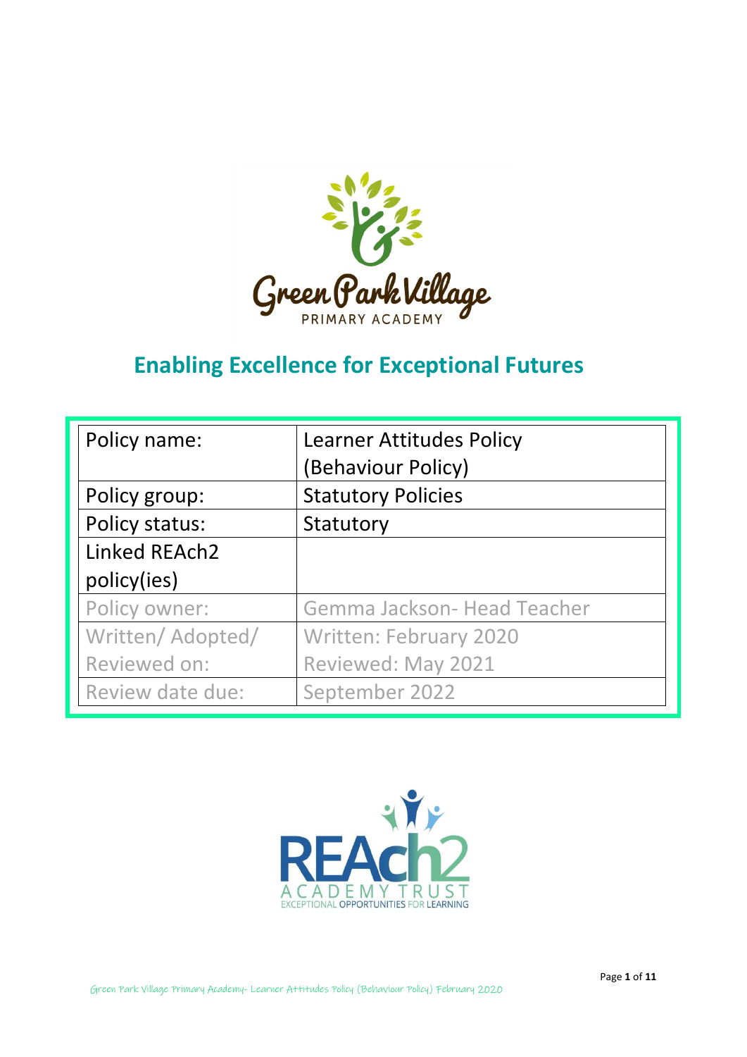# Green Park Village

PRIMARY ACADEMY

## Enabling Excellence for Exceptional Futures

| Policy name: | Learner Attitudes Policy (Behaviour Policy) |
|---|---|
| Policy group: | Statutory Policies |
| Policy status: | Statutory |
| Linked REAch2 policy(ies) | |
| Policy owner: | Gemma Jackson- Head Teacher |
| Written/ Adopted/ Reviewed on: | Written: February 2020<br>Reviewed: May 2021 |
| Review date due: | September 2022 |

REAch2 ACADEMY TRUST

EXCEPTIONAL OPPORTUNITIES FOR LEARNING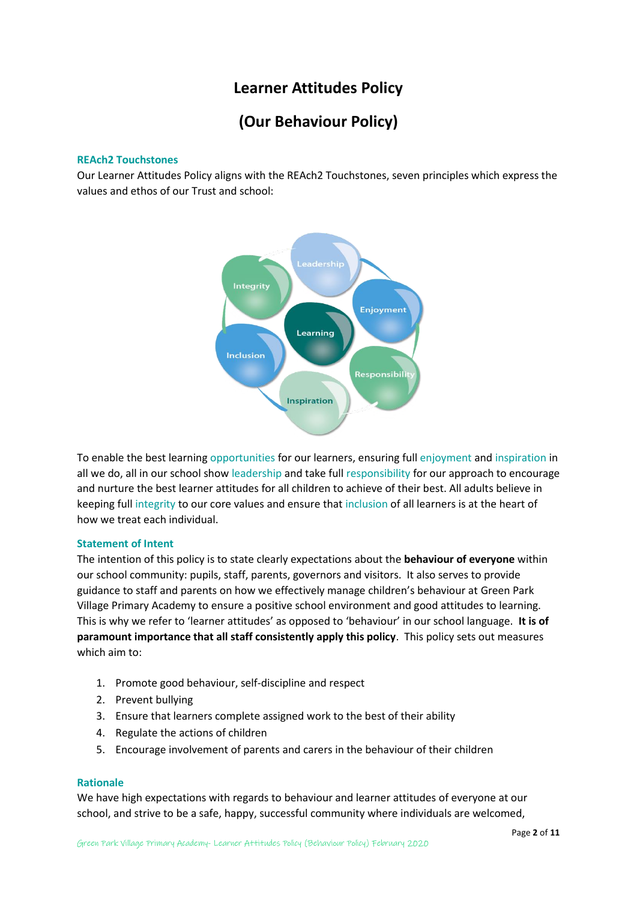# Learner Attitudes Policy

# (Our Behaviour Policy)

### REAch2 Touchstones

Our Learner Attitudes Policy aligns with the REAch2 Touchstones, seven principles which express the values and ethos of our Trust and school:

Leadership, Integrity, Enjoyment, Learning, Inclusion, Responsibility, Inspiration

To enable the best learning opportunities for our learners, ensuring full enjoyment and inspiration in all we do, all in our school show leadership and take full responsibility for our approach to encourage and nurture the best learner attitudes for all children to achieve of their best. All adults believe in keeping full integrity to our core values and ensure that inclusion of all learners is at the heart of how we treat each individual.

### Statement of Intent

The intention of this policy is to state clearly expectations about the **behaviour of everyone** within our school community: pupils, staff, parents, governors and visitors. It also serves to provide guidance to staff and parents on how we effectively manage children's behaviour at Green Park Village Primary Academy to ensure a positive school environment and good attitudes to learning. This is why we refer to 'learner attitudes' as opposed to 'behaviour' in our school language. **It is of paramount importance that all staff consistently apply this policy**. This policy sets out measures which aim to:

1. Promote good behaviour, self-discipline and respect
2. Prevent bullying
3. Ensure that learners complete assigned work to the best of their ability
4. Regulate the actions of children
5. Encourage involvement of parents and carers in the behaviour of their children

### Rationale

We have high expectations with regards to behaviour and learner attitudes of everyone at our school, and strive to be a safe, happy, successful community where individuals are welcomed,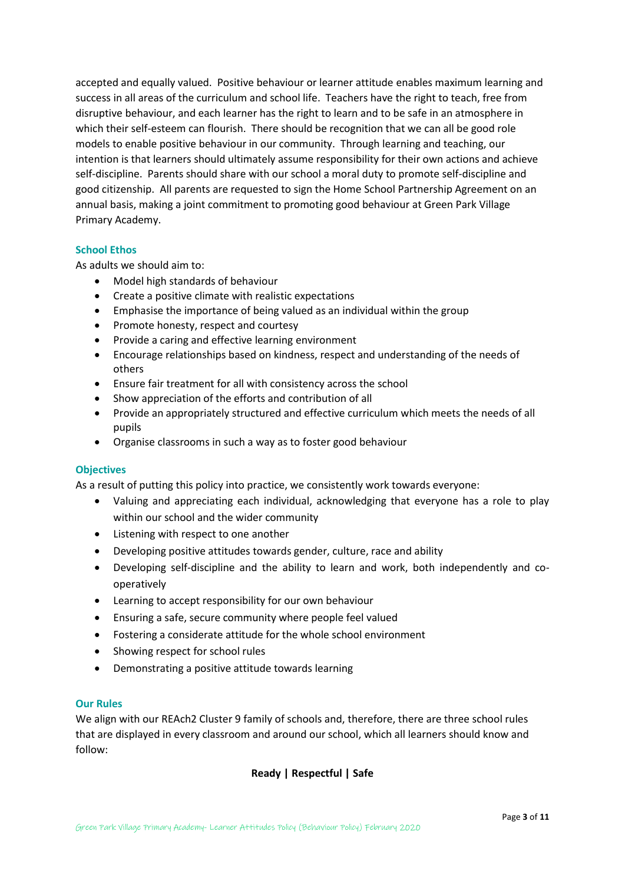accepted and equally valued. Positive behaviour or learner attitude enables maximum learning and success in all areas of the curriculum and school life. Teachers have the right to teach, free from disruptive behaviour, and each learner has the right to learn and to be safe in an atmosphere in which their self-esteem can flourish. There should be recognition that we can all be good role models to enable positive behaviour in our community. Through learning and teaching, our intention is that learners should ultimately assume responsibility for their own actions and achieve self-discipline. Parents should share with our school a moral duty to promote self-discipline and good citizenship. All parents are requested to sign the Home School Partnership Agreement on an annual basis, making a joint commitment to promoting good behaviour at Green Park Village Primary Academy.

## School Ethos

As adults we should aim to:

- Model high standards of behaviour
- Create a positive climate with realistic expectations
- Emphasise the importance of being valued as an individual within the group
- Promote honesty, respect and courtesy
- Provide a caring and effective learning environment
- Encourage relationships based on kindness, respect and understanding of the needs of others
- Ensure fair treatment for all with consistency across the school
- Show appreciation of the efforts and contribution of all
- Provide an appropriately structured and effective curriculum which meets the needs of all pupils
- Organise classrooms in such a way as to foster good behaviour

## Objectives

As a result of putting this policy into practice, we consistently work towards everyone:

- Valuing and appreciating each individual, acknowledging that everyone has a role to play within our school and the wider community
- Listening with respect to one another
- Developing positive attitudes towards gender, culture, race and ability
- Developing self-discipline and the ability to learn and work, both independently and co-operatively
- Learning to accept responsibility for our own behaviour
- Ensuring a safe, secure community where people feel valued
- Fostering a considerate attitude for the whole school environment
- Showing respect for school rules
- Demonstrating a positive attitude towards learning

## Our Rules

We align with our REAch2 Cluster 9 family of schools and, therefore, there are three school rules that are displayed in every classroom and around our school, which all learners should know and follow:

**Ready | Respectful | Safe**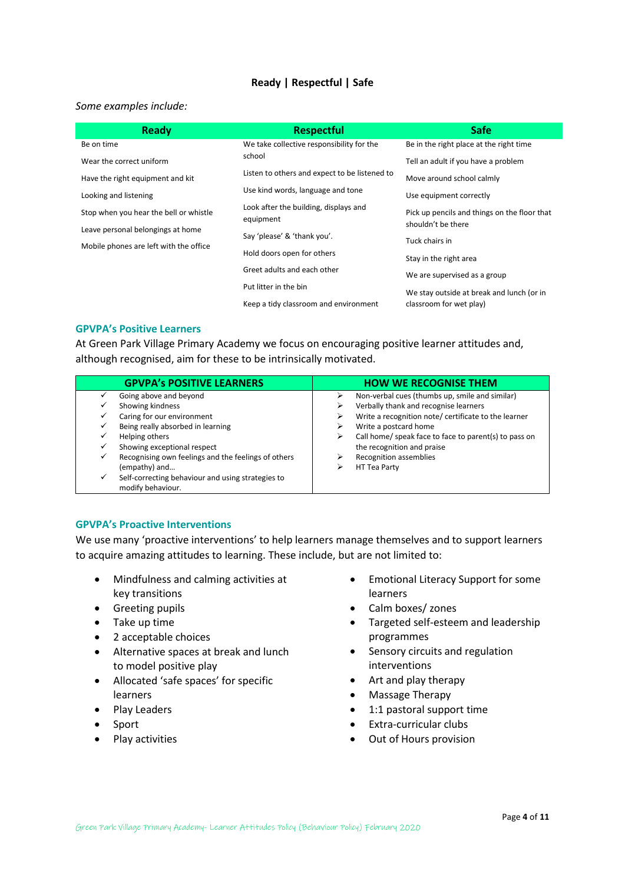**Ready | Respectful | Safe**

*Some examples include:*

| Ready | Respectful | Safe |
|---|---|---|
| Be on time | We take collective responsibility for the school | Be in the right place at the right time |
| Wear the correct uniform | Listen to others and expect to be listened to | Tell an adult if you have a problem |
| Have the right equipment and kit | Use kind words, language and tone | Move around school calmly |
| Looking and listening | Look after the building, displays and equipment | Use equipment correctly |
| Stop when you hear the bell or whistle | Say 'please' & 'thank you'. | Pick up pencils and things on the floor that shouldn't be there |
| Leave personal belongings at home | Hold doors open for others | Tuck chairs in |
| Mobile phones are left with the office | Greet adults and each other | Stay in the right area |
| | Put litter in the bin | We are supervised as a group |
| | Keep a tidy classroom and environment | We stay outside at break and lunch (or in classroom for wet play) |

## GPVPA's Positive Learners

At Green Park Village Primary Academy we focus on encouraging positive learner attitudes and, although recognised, aim for these to be intrinsically motivated.

| GPVPA's POSITIVE LEARNERS | HOW WE RECOGNISE THEM |
|---|---|
| ✓ Going above and beyond | ➢ Non-verbal cues (thumbs up, smile and similar) |
| ✓ Showing kindness | ➢ Verbally thank and recognise learners |
| ✓ Caring for our environment | ➢ Write a recognition note/ certificate to the learner |
| ✓ Being really absorbed in learning | ➢ Write a postcard home |
| ✓ Helping others | ➢ Call home/ speak face to face to parent(s) to pass on the recognition and praise |
| ✓ Showing exceptional respect | ➢ Recognition assemblies |
| ✓ Recognising own feelings and the feelings of others (empathy) and… | ➢ HT Tea Party |
| ✓ Self-correcting behaviour and using strategies to modify behaviour. | |

## GPVPA's Proactive Interventions

We use many 'proactive interventions' to help learners manage themselves and to support learners to acquire amazing attitudes to learning. These include, but are not limited to:

- Mindfulness and calming activities at key transitions
- Greeting pupils
- Take up time
- 2 acceptable choices
- Alternative spaces at break and lunch to model positive play
- Allocated 'safe spaces' for specific learners
- Play Leaders
- Sport
- Play activities
- Emotional Literacy Support for some learners
- Calm boxes/ zones
- Targeted self-esteem and leadership programmes
- Sensory circuits and regulation interventions
- Art and play therapy
- Massage Therapy
- 1:1 pastoral support time
- Extra-curricular clubs
- Out of Hours provision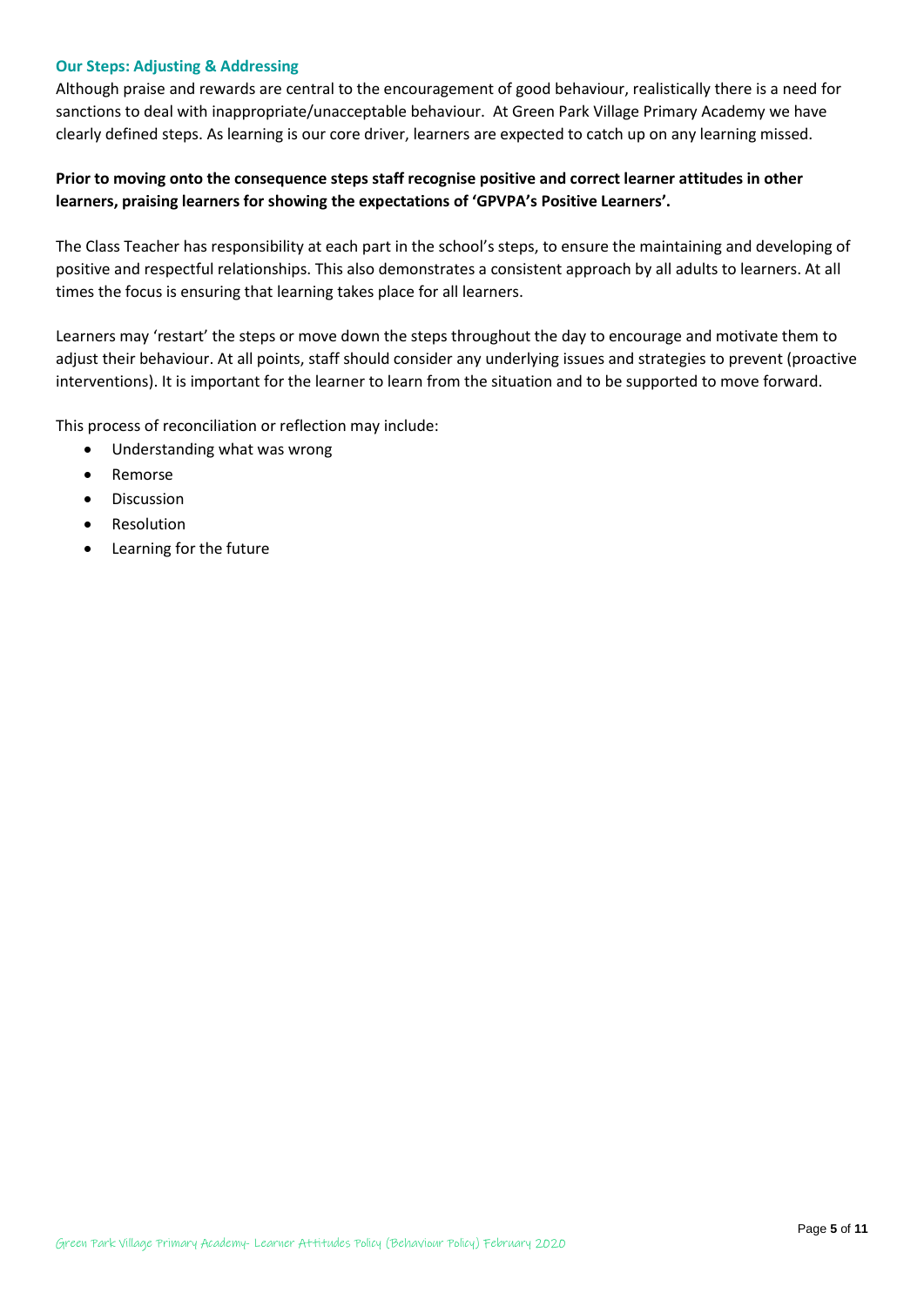## Our Steps: Adjusting & Addressing

Although praise and rewards are central to the encouragement of good behaviour, realistically there is a need for sanctions to deal with inappropriate/unacceptable behaviour. At Green Park Village Primary Academy we have clearly defined steps. As learning is our core driver, learners are expected to catch up on any learning missed.

**Prior to moving onto the consequence steps staff recognise positive and correct learner attitudes in other learners, praising learners for showing the expectations of 'GPVPA's Positive Learners'.**

The Class Teacher has responsibility at each part in the school's steps, to ensure the maintaining and developing of positive and respectful relationships. This also demonstrates a consistent approach by all adults to learners. At all times the focus is ensuring that learning takes place for all learners.

Learners may 'restart' the steps or move down the steps throughout the day to encourage and motivate them to adjust their behaviour. At all points, staff should consider any underlying issues and strategies to prevent (proactive interventions). It is important for the learner to learn from the situation and to be supported to move forward.

This process of reconciliation or reflection may include:

- Understanding what was wrong
- Remorse
- Discussion
- Resolution
- Learning for the future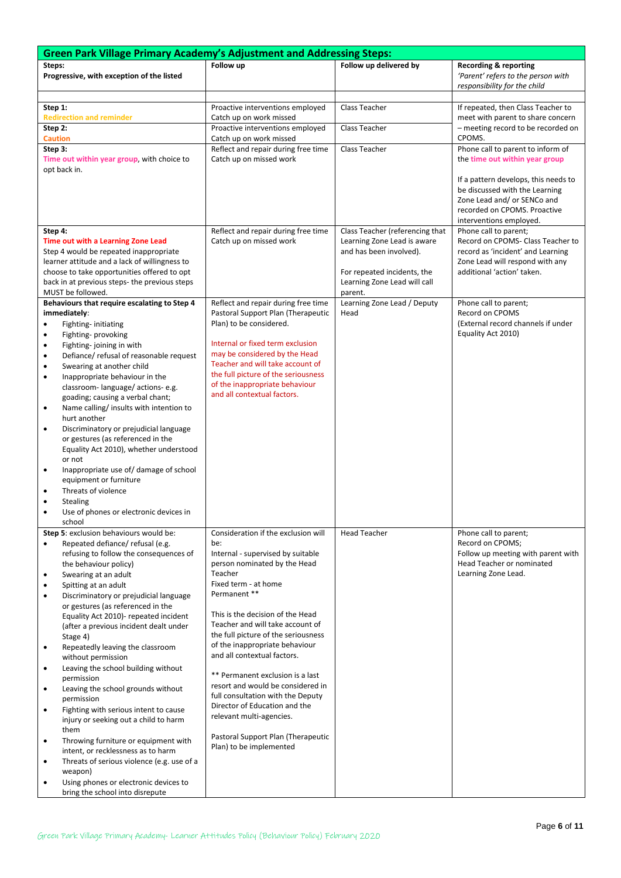| Green Park Village Primary Academy's Adjustment and Addressing Steps: | | | |
|---|---|---|---|
| **Steps:**<br>**Progressive, with exception of the listed** | **Follow up** | **Follow up delivered by** | **Recording & reporting**<br>*'Parent' refers to the person with responsibility for the child* |
| | | | |
| **Step 1:**<br>Redirection and reminder | Proactive interventions employed<br>Catch up on work missed | Class Teacher | If repeated, then Class Teacher to meet with parent to share concern – meeting record to be recorded on CPOMS. |
| **Step 2:**<br>Caution | Proactive interventions employed<br>Catch up on work missed | Class Teacher | |
| **Step 3:**<br>Time out within year group, with choice to opt back in. | Reflect and repair during free time<br>Catch up on missed work | Class Teacher | Phone call to parent to inform of the time out within year group<br><br>If a pattern develops, this needs to be discussed with the Learning Zone Lead and/ or SENCo and recorded on CPOMS. Proactive interventions employed. |
| **Step 4:**<br>**Time out with a Learning Zone Lead**<br>Step 4 would be repeated inappropriate learner attitude and a lack of willingness to choose to take opportunities offered to opt back in at previous steps- the previous steps MUST be followed. | Reflect and repair during free time<br>Catch up on missed work | Class Teacher (referencing that Learning Zone Lead is aware and has been involved).<br><br>For repeated incidents, the Learning Zone Lead will call parent. | Phone call to parent;<br>Record on CPOMS- Class Teacher to record as 'incident' and Learning Zone Lead will respond with any additional 'action' taken. |
| **Behaviours that require escalating to Step 4 immediately**:<br>• Fighting- initiating<br>• Fighting- provoking<br>• Fighting- joining in with<br>• Defiance/ refusal of reasonable request<br>• Swearing at another child<br>• Inappropriate behaviour in the classroom- language/ actions- e.g. goading; causing a verbal chant;<br>• Name calling/ insults with intention to hurt another<br>• Discriminatory or prejudicial language or gestures (as referenced in the Equality Act 2010), whether understood or not<br>• Inappropriate use of/ damage of school equipment or furniture<br>• Threats of violence<br>• Stealing<br>• Use of phones or electronic devices in school | Reflect and repair during free time<br>Pastoral Support Plan (Therapeutic Plan) to be considered.<br><br>Internal or fixed term exclusion may be considered by the Head Teacher and will take account of the full picture of the seriousness of the inappropriate behaviour and all contextual factors. | Learning Zone Lead / Deputy Head | Phone call to parent;<br>Record on CPOMS<br>(External record channels if under Equality Act 2010) |
| **Step 5**: exclusion behaviours would be:<br>• Repeated defiance/ refusal (e.g. refusing to follow the consequences of the behaviour policy)<br>• Swearing at an adult<br>• Spitting at an adult<br>• Discriminatory or prejudicial language or gestures (as referenced in the Equality Act 2010)- repeated incident (after a previous incident dealt under Stage 4)<br>• Repeatedly leaving the classroom without permission<br>• Leaving the school building without permission<br>• Leaving the school grounds without permission<br>• Fighting with serious intent to cause injury or seeking out a child to harm them<br>• Throwing furniture or equipment with intent, or recklessness as to harm<br>• Threats of serious violence (e.g. use of a weapon)<br>• Using phones or electronic devices to bring the school into disrepute | Consideration if the exclusion will be:<br>Internal - supervised by suitable person nominated by the Head Teacher<br>Fixed term - at home<br>Permanent **<br><br>This is the decision of the Head Teacher and will take account of the full picture of the seriousness of the inappropriate behaviour and all contextual factors.<br><br>** Permanent exclusion is a last resort and would be considered in full consultation with the Deputy Director of Education and the relevant multi-agencies.<br><br>Pastoral Support Plan (Therapeutic Plan) to be implemented | Head Teacher | Phone call to parent;<br>Record on CPOMS;<br>Follow up meeting with parent with Head Teacher or nominated Learning Zone Lead. |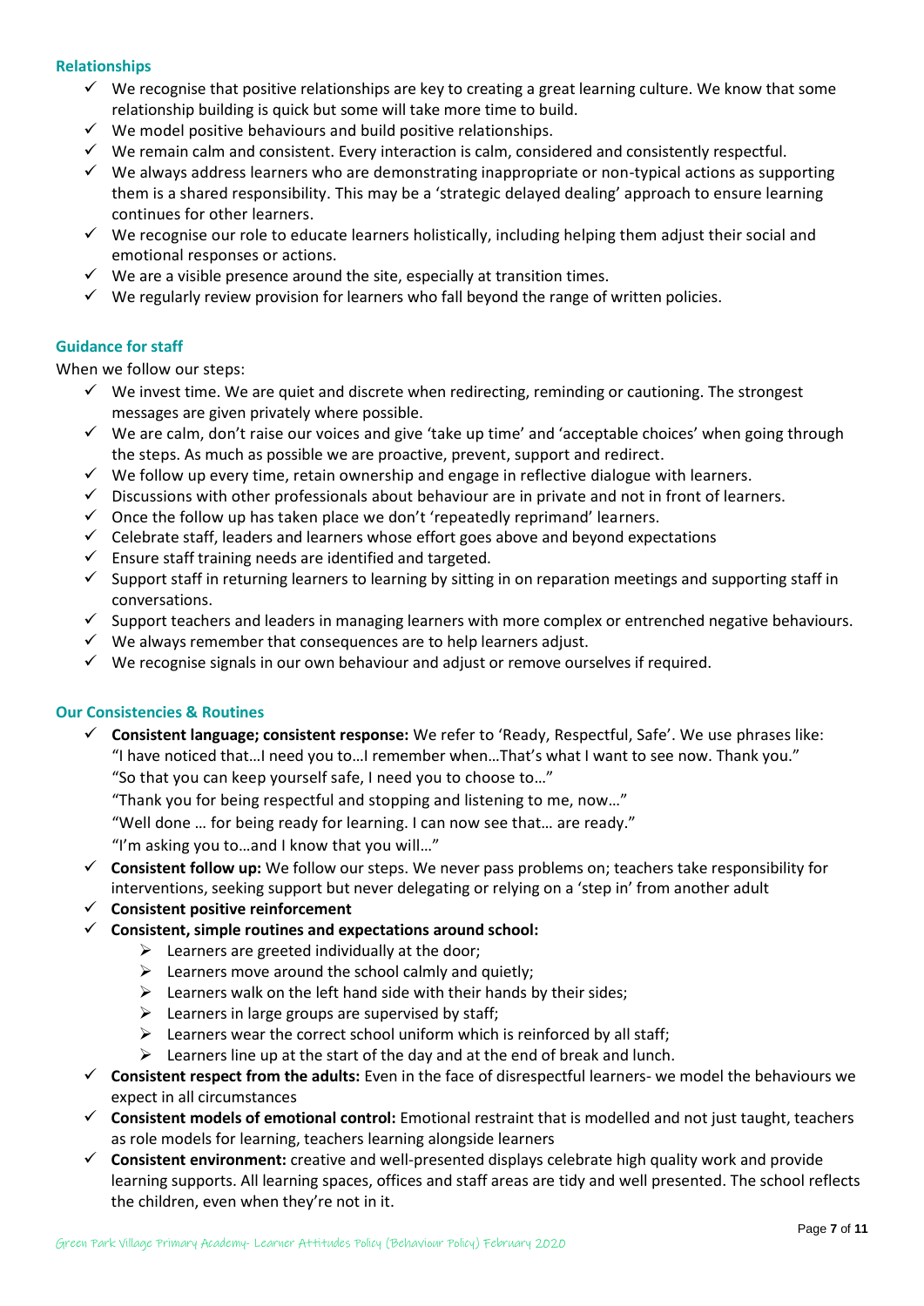### Relationships

- ✓ We recognise that positive relationships are key to creating a great learning culture. We know that some relationship building is quick but some will take more time to build.
- ✓ We model positive behaviours and build positive relationships.
- ✓ We remain calm and consistent. Every interaction is calm, considered and consistently respectful.
- ✓ We always address learners who are demonstrating inappropriate or non-typical actions as supporting them is a shared responsibility. This may be a 'strategic delayed dealing' approach to ensure learning continues for other learners.
- ✓ We recognise our role to educate learners holistically, including helping them adjust their social and emotional responses or actions.
- ✓ We are a visible presence around the site, especially at transition times.
- ✓ We regularly review provision for learners who fall beyond the range of written policies.

### Guidance for staff

When we follow our steps:

- ✓ We invest time. We are quiet and discrete when redirecting, reminding or cautioning. The strongest messages are given privately where possible.
- ✓ We are calm, don't raise our voices and give 'take up time' and 'acceptable choices' when going through the steps. As much as possible we are proactive, prevent, support and redirect.
- ✓ We follow up every time, retain ownership and engage in reflective dialogue with learners.
- ✓ Discussions with other professionals about behaviour are in private and not in front of learners.
- ✓ Once the follow up has taken place we don't 'repeatedly reprimand' learners.
- ✓ Celebrate staff, leaders and learners whose effort goes above and beyond expectations
- ✓ Ensure staff training needs are identified and targeted.
- ✓ Support staff in returning learners to learning by sitting in on reparation meetings and supporting staff in conversations.
- ✓ Support teachers and leaders in managing learners with more complex or entrenched negative behaviours.
- ✓ We always remember that consequences are to help learners adjust.
- ✓ We recognise signals in our own behaviour and adjust or remove ourselves if required.

### Our Consistencies & Routines

- ✓ **Consistent language; consistent response:** We refer to 'Ready, Respectful, Safe'. We use phrases like:
  "I have noticed that…I need you to…I remember when…That's what I want to see now. Thank you."
  "So that you can keep yourself safe, I need you to choose to…"
  "Thank you for being respectful and stopping and listening to me, now…"
  "Well done … for being ready for learning. I can now see that… are ready."
  "I'm asking you to…and I know that you will…"
- ✓ **Consistent follow up:** We follow our steps. We never pass problems on; teachers take responsibility for interventions, seeking support but never delegating or relying on a 'step in' from another adult
- ✓ **Consistent positive reinforcement**
- ✓ **Consistent, simple routines and expectations around school:**
  - ➢ Learners are greeted individually at the door;
  - ➢ Learners move around the school calmly and quietly;
  - ➢ Learners walk on the left hand side with their hands by their sides;
  - ➢ Learners in large groups are supervised by staff;
  - ➢ Learners wear the correct school uniform which is reinforced by all staff;
  - ➢ Learners line up at the start of the day and at the end of break and lunch.
- ✓ **Consistent respect from the adults:** Even in the face of disrespectful learners- we model the behaviours we expect in all circumstances
- ✓ **Consistent models of emotional control:** Emotional restraint that is modelled and not just taught, teachers as role models for learning, teachers learning alongside learners
- ✓ **Consistent environment:** creative and well-presented displays celebrate high quality work and provide learning supports. All learning spaces, offices and staff areas are tidy and well presented. The school reflects the children, even when they're not in it.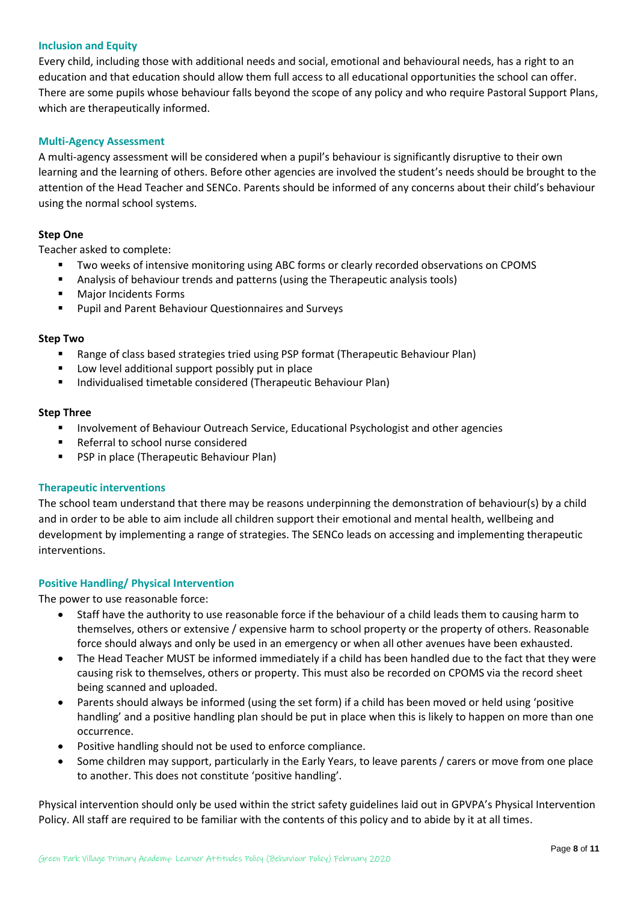## Inclusion and Equity

Every child, including those with additional needs and social, emotional and behavioural needs, has a right to an education and that education should allow them full access to all educational opportunities the school can offer. There are some pupils whose behaviour falls beyond the scope of any policy and who require Pastoral Support Plans, which are therapeutically informed.

## Multi-Agency Assessment

A multi-agency assessment will be considered when a pupil's behaviour is significantly disruptive to their own learning and the learning of others. Before other agencies are involved the student's needs should be brought to the attention of the Head Teacher and SENCo. Parents should be informed of any concerns about their child's behaviour using the normal school systems.

**Step One**

Teacher asked to complete:

- Two weeks of intensive monitoring using ABC forms or clearly recorded observations on CPOMS
- Analysis of behaviour trends and patterns (using the Therapeutic analysis tools)
- Major Incidents Forms
- Pupil and Parent Behaviour Questionnaires and Surveys

**Step Two**

- Range of class based strategies tried using PSP format (Therapeutic Behaviour Plan)
- Low level additional support possibly put in place
- Individualised timetable considered (Therapeutic Behaviour Plan)

**Step Three**

- Involvement of Behaviour Outreach Service, Educational Psychologist and other agencies
- Referral to school nurse considered
- PSP in place (Therapeutic Behaviour Plan)

## Therapeutic interventions

The school team understand that there may be reasons underpinning the demonstration of behaviour(s) by a child and in order to be able to aim include all children support their emotional and mental health, wellbeing and development by implementing a range of strategies. The SENCo leads on accessing and implementing therapeutic interventions.

## Positive Handling/ Physical Intervention

The power to use reasonable force:

- Staff have the authority to use reasonable force if the behaviour of a child leads them to causing harm to themselves, others or extensive / expensive harm to school property or the property of others. Reasonable force should always and only be used in an emergency or when all other avenues have been exhausted.
- The Head Teacher MUST be informed immediately if a child has been handled due to the fact that they were causing risk to themselves, others or property. This must also be recorded on CPOMS via the record sheet being scanned and uploaded.
- Parents should always be informed (using the set form) if a child has been moved or held using 'positive handling' and a positive handling plan should be put in place when this is likely to happen on more than one occurrence.
- Positive handling should not be used to enforce compliance.
- Some children may support, particularly in the Early Years, to leave parents / carers or move from one place to another. This does not constitute 'positive handling'.

Physical intervention should only be used within the strict safety guidelines laid out in GPVPA's Physical Intervention Policy. All staff are required to be familiar with the contents of this policy and to abide by it at all times.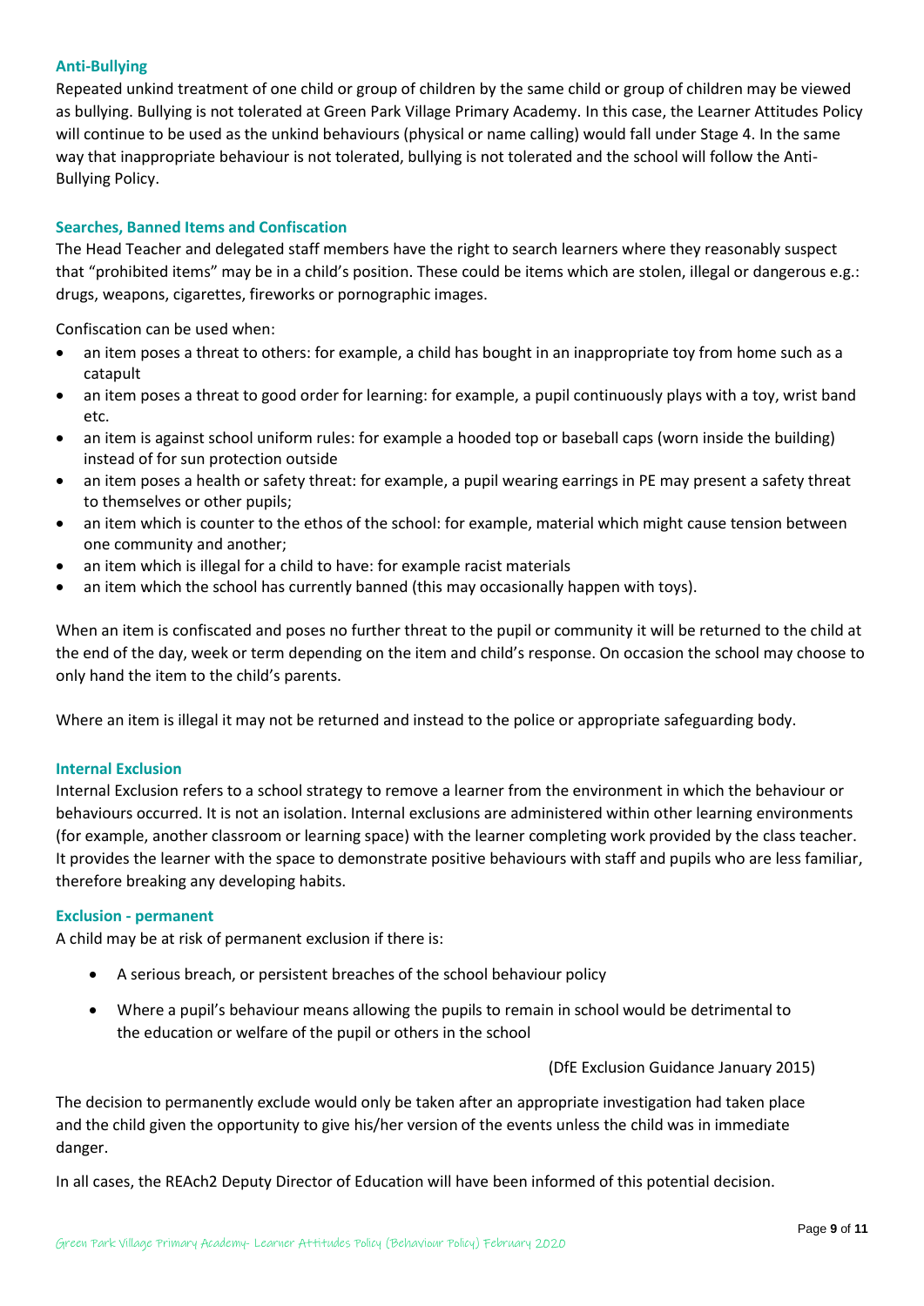### Anti-Bullying

Repeated unkind treatment of one child or group of children by the same child or group of children may be viewed as bullying. Bullying is not tolerated at Green Park Village Primary Academy. In this case, the Learner Attitudes Policy will continue to be used as the unkind behaviours (physical or name calling) would fall under Stage 4. In the same way that inappropriate behaviour is not tolerated, bullying is not tolerated and the school will follow the Anti-Bullying Policy.

### Searches, Banned Items and Confiscation

The Head Teacher and delegated staff members have the right to search learners where they reasonably suspect that "prohibited items" may be in a child's position. These could be items which are stolen, illegal or dangerous e.g.: drugs, weapons, cigarettes, fireworks or pornographic images.

Confiscation can be used when:

- an item poses a threat to others: for example, a child has bought in an inappropriate toy from home such as a catapult
- an item poses a threat to good order for learning: for example, a pupil continuously plays with a toy, wrist band etc.
- an item is against school uniform rules: for example a hooded top or baseball caps (worn inside the building) instead of for sun protection outside
- an item poses a health or safety threat: for example, a pupil wearing earrings in PE may present a safety threat to themselves or other pupils;
- an item which is counter to the ethos of the school: for example, material which might cause tension between one community and another;
- an item which is illegal for a child to have: for example racist materials
- an item which the school has currently banned (this may occasionally happen with toys).

When an item is confiscated and poses no further threat to the pupil or community it will be returned to the child at the end of the day, week or term depending on the item and child's response. On occasion the school may choose to only hand the item to the child's parents.

Where an item is illegal it may not be returned and instead to the police or appropriate safeguarding body.

### Internal Exclusion

Internal Exclusion refers to a school strategy to remove a learner from the environment in which the behaviour or behaviours occurred. It is not an isolation. Internal exclusions are administered within other learning environments (for example, another classroom or learning space) with the learner completing work provided by the class teacher. It provides the learner with the space to demonstrate positive behaviours with staff and pupils who are less familiar, therefore breaking any developing habits.

### Exclusion - permanent

A child may be at risk of permanent exclusion if there is:

- A serious breach, or persistent breaches of the school behaviour policy
- Where a pupil's behaviour means allowing the pupils to remain in school would be detrimental to the education or welfare of the pupil or others in the school

(DfE Exclusion Guidance January 2015)

The decision to permanently exclude would only be taken after an appropriate investigation had taken place and the child given the opportunity to give his/her version of the events unless the child was in immediate danger.

In all cases, the REAch2 Deputy Director of Education will have been informed of this potential decision.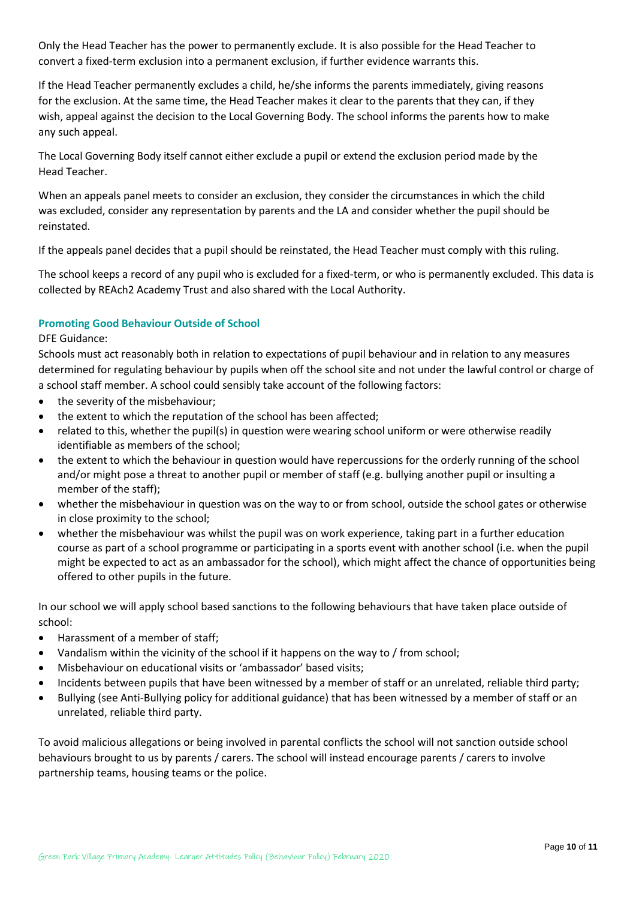Only the Head Teacher has the power to permanently exclude. It is also possible for the Head Teacher to convert a fixed-term exclusion into a permanent exclusion, if further evidence warrants this.

If the Head Teacher permanently excludes a child, he/she informs the parents immediately, giving reasons for the exclusion. At the same time, the Head Teacher makes it clear to the parents that they can, if they wish, appeal against the decision to the Local Governing Body. The school informs the parents how to make any such appeal.

The Local Governing Body itself cannot either exclude a pupil or extend the exclusion period made by the Head Teacher.

When an appeals panel meets to consider an exclusion, they consider the circumstances in which the child was excluded, consider any representation by parents and the LA and consider whether the pupil should be reinstated.

If the appeals panel decides that a pupil should be reinstated, the Head Teacher must comply with this ruling.

The school keeps a record of any pupil who is excluded for a fixed-term, or who is permanently excluded. This data is collected by REAch2 Academy Trust and also shared with the Local Authority.

### Promoting Good Behaviour Outside of School

DFE Guidance:

Schools must act reasonably both in relation to expectations of pupil behaviour and in relation to any measures determined for regulating behaviour by pupils when off the school site and not under the lawful control or charge of a school staff member. A school could sensibly take account of the following factors:

- the severity of the misbehaviour;
- the extent to which the reputation of the school has been affected;
- related to this, whether the pupil(s) in question were wearing school uniform or were otherwise readily identifiable as members of the school;
- the extent to which the behaviour in question would have repercussions for the orderly running of the school and/or might pose a threat to another pupil or member of staff (e.g. bullying another pupil or insulting a member of the staff);
- whether the misbehaviour in question was on the way to or from school, outside the school gates or otherwise in close proximity to the school;
- whether the misbehaviour was whilst the pupil was on work experience, taking part in a further education course as part of a school programme or participating in a sports event with another school (i.e. when the pupil might be expected to act as an ambassador for the school), which might affect the chance of opportunities being offered to other pupils in the future.

In our school we will apply school based sanctions to the following behaviours that have taken place outside of school:

- Harassment of a member of staff;
- Vandalism within the vicinity of the school if it happens on the way to / from school;
- Misbehaviour on educational visits or 'ambassador' based visits;
- Incidents between pupils that have been witnessed by a member of staff or an unrelated, reliable third party;
- Bullying (see Anti-Bullying policy for additional guidance) that has been witnessed by a member of staff or an unrelated, reliable third party.

To avoid malicious allegations or being involved in parental conflicts the school will not sanction outside school behaviours brought to us by parents / carers. The school will instead encourage parents / carers to involve partnership teams, housing teams or the police.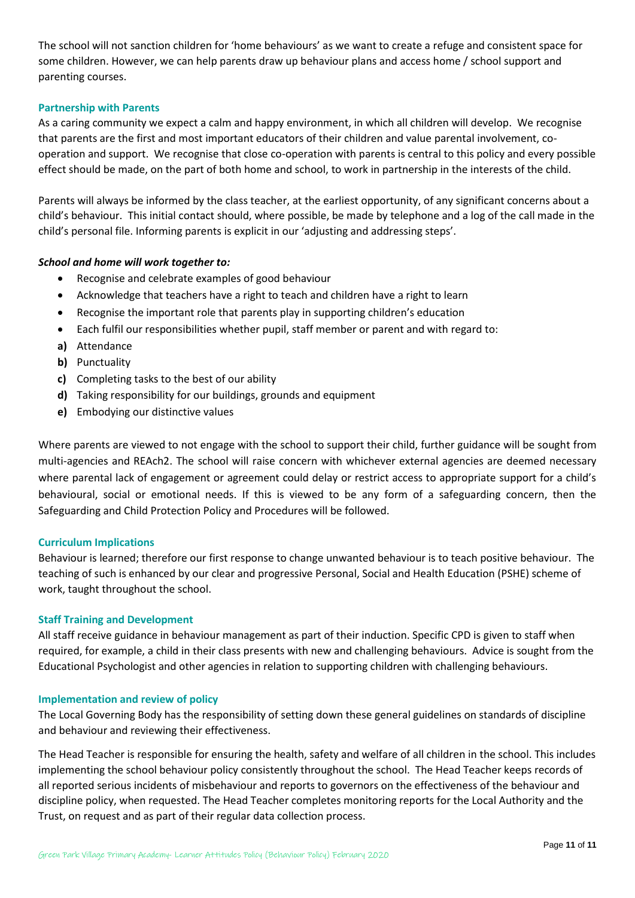The school will not sanction children for 'home behaviours' as we want to create a refuge and consistent space for some children. However, we can help parents draw up behaviour plans and access home / school support and parenting courses.

### Partnership with Parents

As a caring community we expect a calm and happy environment, in which all children will develop. We recognise that parents are the first and most important educators of their children and value parental involvement, co-operation and support. We recognise that close co-operation with parents is central to this policy and every possible effect should be made, on the part of both home and school, to work in partnership in the interests of the child.

Parents will always be informed by the class teacher, at the earliest opportunity, of any significant concerns about a child's behaviour. This initial contact should, where possible, be made by telephone and a log of the call made in the child's personal file. Informing parents is explicit in our 'adjusting and addressing steps'.

***School and home will work together to:***

- Recognise and celebrate examples of good behaviour
- Acknowledge that teachers have a right to teach and children have a right to learn
- Recognise the important role that parents play in supporting children's education
- Each fulfil our responsibilities whether pupil, staff member or parent and with regard to:

**a)** Attendance
**b)** Punctuality
**c)** Completing tasks to the best of our ability
**d)** Taking responsibility for our buildings, grounds and equipment
**e)** Embodying our distinctive values

Where parents are viewed to not engage with the school to support their child, further guidance will be sought from multi-agencies and REAch2. The school will raise concern with whichever external agencies are deemed necessary where parental lack of engagement or agreement could delay or restrict access to appropriate support for a child's behavioural, social or emotional needs. If this is viewed to be any form of a safeguarding concern, then the Safeguarding and Child Protection Policy and Procedures will be followed.

### Curriculum Implications

Behaviour is learned; therefore our first response to change unwanted behaviour is to teach positive behaviour. The teaching of such is enhanced by our clear and progressive Personal, Social and Health Education (PSHE) scheme of work, taught throughout the school.

### Staff Training and Development

All staff receive guidance in behaviour management as part of their induction. Specific CPD is given to staff when required, for example, a child in their class presents with new and challenging behaviours. Advice is sought from the Educational Psychologist and other agencies in relation to supporting children with challenging behaviours.

### Implementation and review of policy

The Local Governing Body has the responsibility of setting down these general guidelines on standards of discipline and behaviour and reviewing their effectiveness.

The Head Teacher is responsible for ensuring the health, safety and welfare of all children in the school. This includes implementing the school behaviour policy consistently throughout the school. The Head Teacher keeps records of all reported serious incidents of misbehaviour and reports to governors on the effectiveness of the behaviour and discipline policy, when requested. The Head Teacher completes monitoring reports for the Local Authority and the Trust, on request and as part of their regular data collection process.